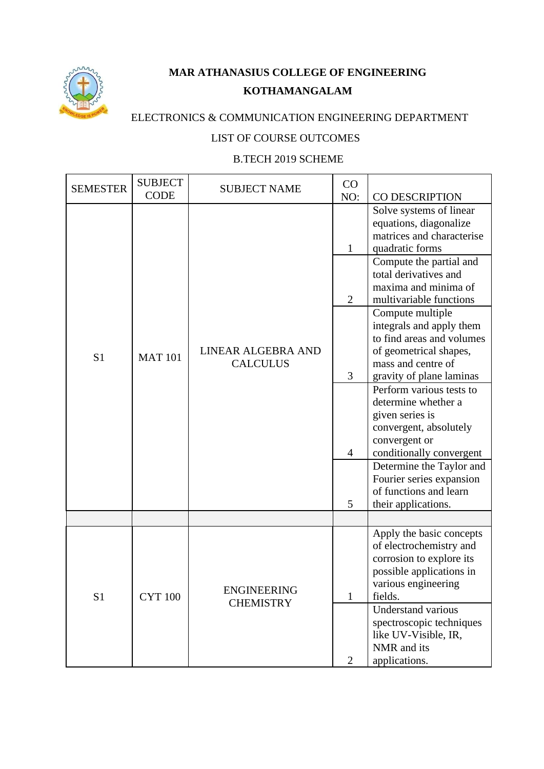**MAR ATHANASIUS COLLEGE OF ENGINEERING**

**KOTHAMANGALAM**

ELECTRONICS & COMMUNICATION ENGINEERING DEPARTMENT

LIST OF COURSE OUTCOMES

B.TECH 2019 SCHEME

| SEMESTER | SUBJECT CODE | SUBJECT NAME | CO NO: | CO DESCRIPTION |
|---|---|---|---|---|
| S1 | MAT 101 | LINEAR ALGEBRA AND CALCULUS | 1 | Solve systems of linear equations, diagonalize matrices and characterise quadratic forms |
| | | | 2 | Compute the partial and total derivatives and maxima and minima of multivariable functions |
| | | | 3 | Compute multiple integrals and apply them to find areas and volumes of geometrical shapes, mass and centre of gravity of plane laminas |
| | | | 4 | Perform various tests to determine whether a given series is convergent, absolutely convergent or conditionally convergent |
| | | | 5 | Determine the Taylor and Fourier series expansion of functions and learn their applications. |
| | | | | |
| S1 | CYT 100 | ENGINEERING CHEMISTRY | 1 | Apply the basic concepts of electrochemistry and corrosion to explore its possible applications in various engineering fields. |
| | | | 2 | Understand various spectroscopic techniques like UV-Visible, IR, NMR and its applications. |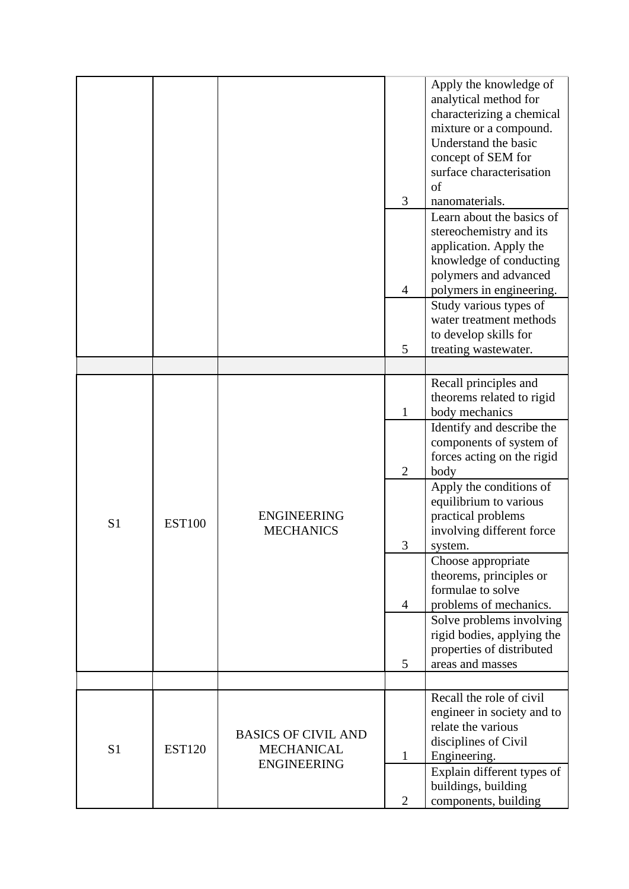| | | | | |
|---|---|---|---|---|
| | | | 3 | Apply the knowledge of analytical method for characterizing a chemical mixture or a compound. Understand the basic concept of SEM for surface characterisation of nanomaterials. |
| | | | 4 | Learn about the basics of stereochemistry and its application. Apply the knowledge of conducting polymers and advanced polymers in engineering. |
| | | | 5 | Study various types of water treatment methods to develop skills for treating wastewater. |
| | | | | |
| S1 | EST100 | ENGINEERING MECHANICS | 1 | Recall principles and theorems related to rigid body mechanics |
| | | | 2 | Identify and describe the components of system of forces acting on the rigid body |
| | | | 3 | Apply the conditions of equilibrium to various practical problems involving different force system. |
| | | | 4 | Choose appropriate theorems, principles or formulae to solve problems of mechanics. |
| | | | 5 | Solve problems involving rigid bodies, applying the properties of distributed areas and masses |
| | | | | |
| S1 | EST120 | BASICS OF CIVIL AND MECHANICAL ENGINEERING | 1 | Recall the role of civil engineer in society and to relate the various disciplines of Civil Engineering. |
| | | | 2 | Explain different types of buildings, building components, building |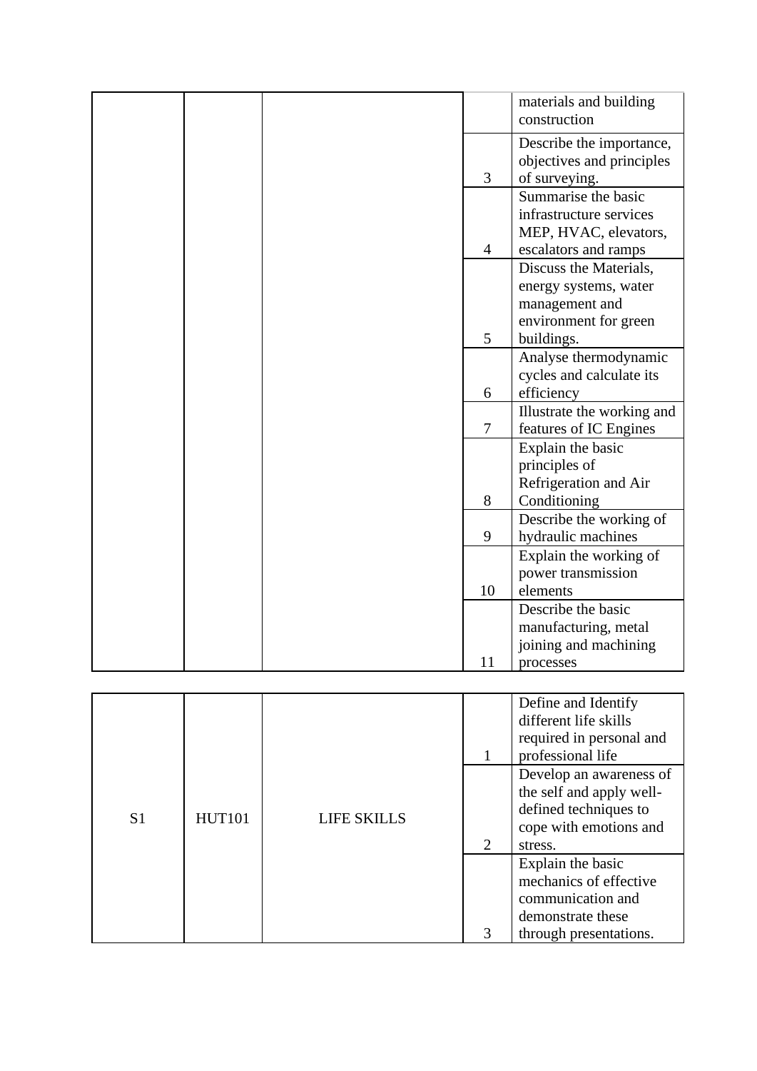| | | | | materials and building construction |
|---|---|---|---|---|
| | | | 3 | Describe the importance, objectives and principles of surveying. |
| | | | 4 | Summarise the basic infrastructure services MEP, HVAC, elevators, escalators and ramps |
| | | | 5 | Discuss the Materials, energy systems, water management and environment for green buildings. |
| | | | 6 | Analyse thermodynamic cycles and calculate its efficiency |
| | | | 7 | Illustrate the working and features of IC Engines |
| | | | 8 | Explain the basic principles of Refrigeration and Air Conditioning |
| | | | 9 | Describe the working of hydraulic machines |
| | | | 10 | Explain the working of power transmission elements |
| | | | 11 | Describe the basic manufacturing, metal joining and machining processes |

| | | | | |
|---|---|---|---|---|
| S1 | HUT101 | LIFE SKILLS | 1 | Define and Identify different life skills required in personal and professional life |
| | | | 2 | Develop an awareness of the self and apply well-defined techniques to cope with emotions and stress. |
| | | | 3 | Explain the basic mechanics of effective communication and demonstrate these through presentations. |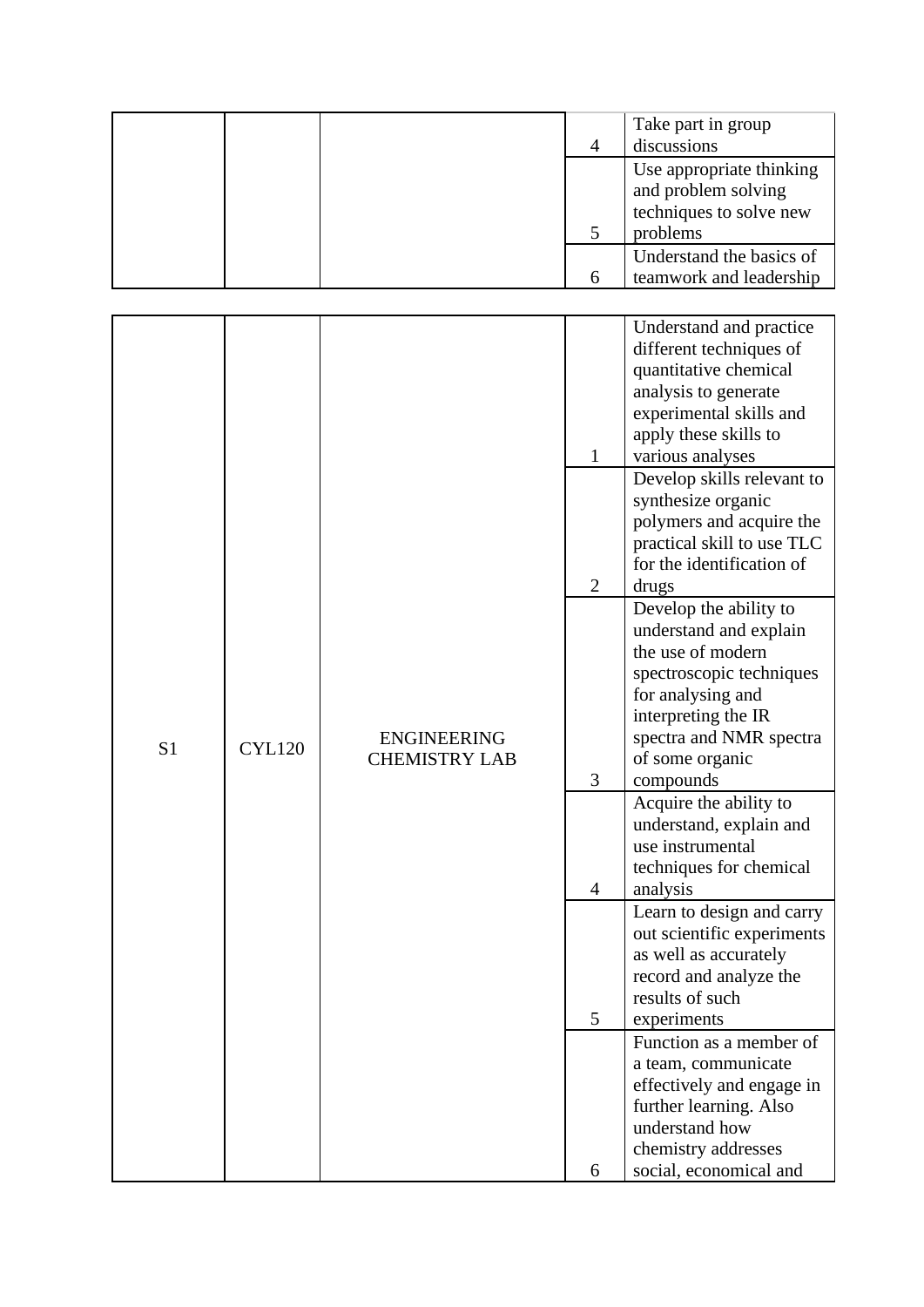| | | | | |
|---|---|---|---|---|
| | | | 4 | Take part in group discussions |
| | | | 5 | Use appropriate thinking and problem solving techniques to solve new problems |
| | | | 6 | Understand the basics of teamwork and leadership |

| | | | | |
|---|---|---|---|---|
| S1 | CYL120 | ENGINEERING CHEMISTRY LAB | 1 | Understand and practice different techniques of quantitative chemical analysis to generate experimental skills and apply these skills to various analyses |
| | | | 2 | Develop skills relevant to synthesize organic polymers and acquire the practical skill to use TLC for the identification of drugs |
| | | | 3 | Develop the ability to understand and explain the use of modern spectroscopic techniques for analysing and interpreting the IR spectra and NMR spectra of some organic compounds |
| | | | 4 | Acquire the ability to understand, explain and use instrumental techniques for chemical analysis |
| | | | 5 | Learn to design and carry out scientific experiments as well as accurately record and analyze the results of such experiments |
| | | | 6 | Function as a member of a team, communicate effectively and engage in further learning. Also understand how chemistry addresses social, economical and |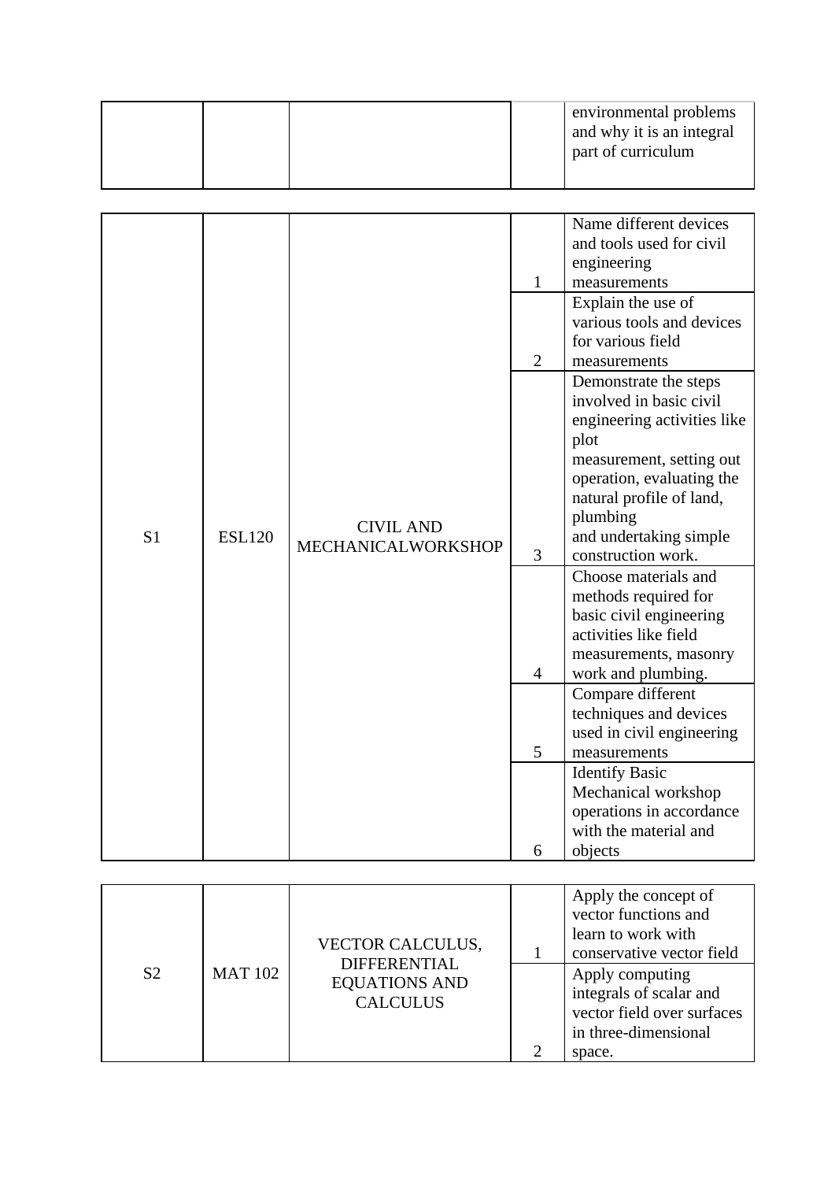| | | | | environmental problems and why it is an integral part of curriculum |
|---|---|---|---|---|

| | | | | |
|---|---|---|---|---|
| S1 | ESL120 | CIVIL AND MECHANICALWORKSHOP | 1 | Name different devices and tools used for civil engineering measurements |
| | | | 2 | Explain the use of various tools and devices for various field measurements |
| | | | 3 | Demonstrate the steps involved in basic civil engineering activities like plot measurement, setting out operation, evaluating the natural profile of land, plumbing and undertaking simple construction work. |
| | | | 4 | Choose materials and methods required for basic civil engineering activities like field measurements, masonry work and plumbing. |
| | | | 5 | Compare different techniques and devices used in civil engineering measurements |
| | | | 6 | Identify Basic Mechanical workshop operations in accordance with the material and objects |

| | | | | |
|---|---|---|---|---|
| S2 | MAT 102 | VECTOR CALCULUS, DIFFERENTIAL EQUATIONS AND CALCULUS | 1 | Apply the concept of vector functions and learn to work with conservative vector field |
| | | | 2 | Apply computing integrals of scalar and vector field over surfaces in three-dimensional space. |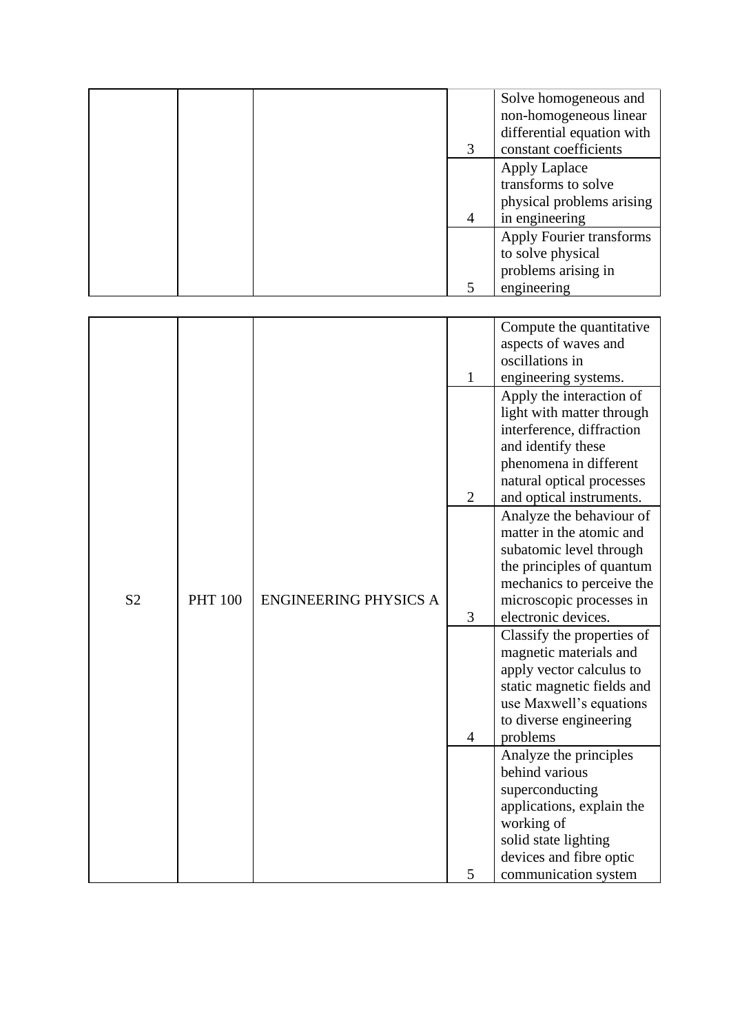|  |  |  |  |  |
|---|---|---|---|---|
|  |  |  | 3 | Solve homogeneous and non-homogeneous linear differential equation with constant coefficients |
|  |  |  | 4 | Apply Laplace transforms to solve physical problems arising in engineering |
|  |  |  | 5 | Apply Fourier transforms to solve physical problems arising in engineering |

|  |  |  |  |  |
|---|---|---|---|---|
| S2 | PHT 100 | ENGINEERING PHYSICS A | 1 | Compute the quantitative aspects of waves and oscillations in engineering systems. |
|  |  |  | 2 | Apply the interaction of light with matter through interference, diffraction and identify these phenomena in different natural optical processes and optical instruments. |
|  |  |  | 3 | Analyze the behaviour of matter in the atomic and subatomic level through the principles of quantum mechanics to perceive the microscopic processes in electronic devices. |
|  |  |  | 4 | Classify the properties of magnetic materials and apply vector calculus to static magnetic fields and use Maxwell's equations to diverse engineering problems |
|  |  |  | 5 | Analyze the principles behind various superconducting applications, explain the working of solid state lighting devices and fibre optic communication system |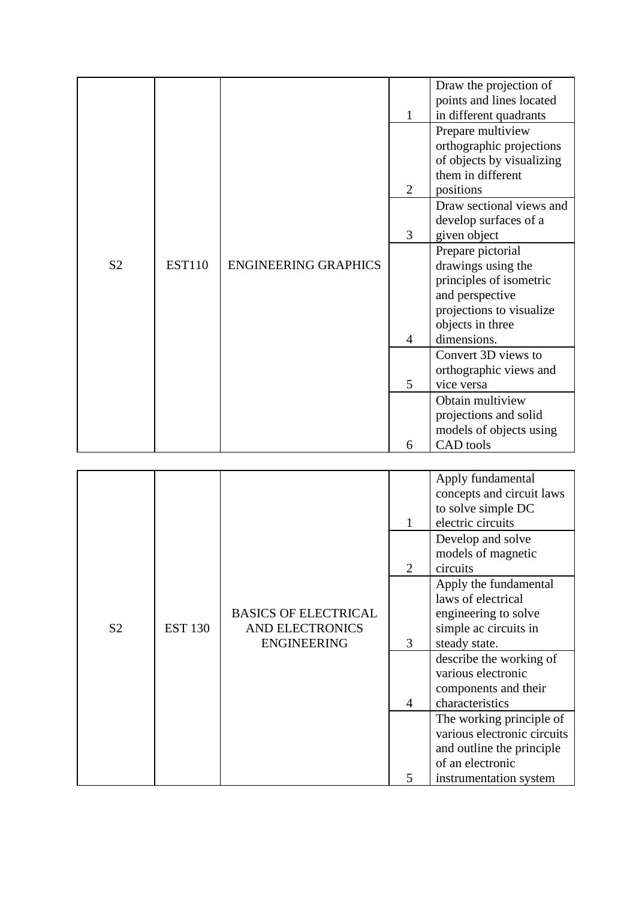| S2 | EST110 | ENGINEERING GRAPHICS | 1 | Draw the projection of points and lines located in different quadrants |
|---|---|---|---|---|
| | | | 2 | Prepare multiview orthographic projections of objects by visualizing them in different positions |
| | | | 3 | Draw sectional views and develop surfaces of a given object |
| | | | 4 | Prepare pictorial drawings using the principles of isometric and perspective projections to visualize objects in three dimensions. |
| | | | 5 | Convert 3D views to orthographic views and vice versa |
| | | | 6 | Obtain multiview projections and solid models of objects using CAD tools |

| S2 | EST 130 | BASICS OF ELECTRICAL AND ELECTRONICS ENGINEERING | 1 | Apply fundamental concepts and circuit laws to solve simple DC electric circuits |
|---|---|---|---|---|
| | | | 2 | Develop and solve models of magnetic circuits |
| | | | 3 | Apply the fundamental laws of electrical engineering to solve simple ac circuits in steady state. |
| | | | 4 | describe the working of various electronic components and their characteristics |
| | | | 5 | The working principle of various electronic circuits and outline the principle of an electronic instrumentation system |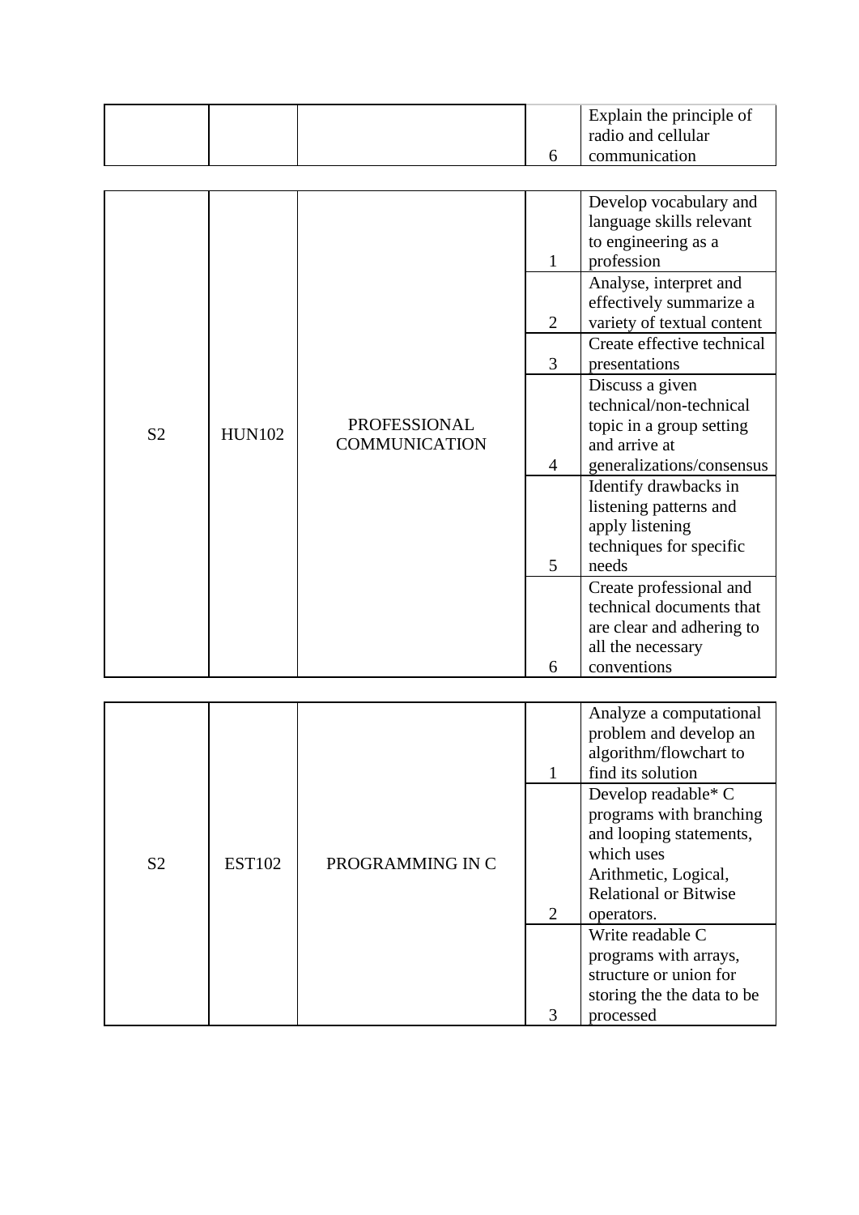| | | | | |
|---|---|---|---|---|
| | | | 6 | Explain the principle of radio and cellular communication |

| | | | | |
|---|---|---|---|---|
| S2 | HUN102 | PROFESSIONAL COMMUNICATION | 1 | Develop vocabulary and language skills relevant to engineering as a profession |
| | | | 2 | Analyse, interpret and effectively summarize a variety of textual content |
| | | | 3 | Create effective technical presentations |
| | | | 4 | Discuss a given technical/non-technical topic in a group setting and arrive at generalizations/consensus |
| | | | 5 | Identify drawbacks in listening patterns and apply listening techniques for specific needs |
| | | | 6 | Create professional and technical documents that are clear and adhering to all the necessary conventions |

| | | | | |
|---|---|---|---|---|
| S2 | EST102 | PROGRAMMING IN C | 1 | Analyze a computational problem and develop an algorithm/flowchart to find its solution |
| | | | 2 | Develop readable* C programs with branching and looping statements, which uses Arithmetic, Logical, Relational or Bitwise operators. |
| | | | 3 | Write readable C programs with arrays, structure or union for storing the the data to be processed |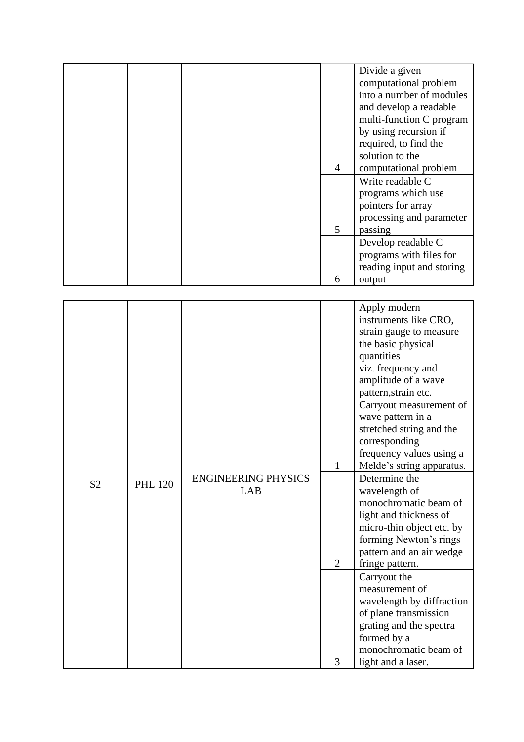| | | | | |
|---|---|---|---|---|
| | | | 4 | Divide a given computational problem into a number of modules and develop a readable multi-function C program by using recursion if required, to find the solution to the computational problem |
| | | | 5 | Write readable C programs which use pointers for array processing and parameter passing |
| | | | 6 | Develop readable C programs with files for reading input and storing output |

| | | | | |
|---|---|---|---|---|
| S2 | PHL 120 | ENGINEERING PHYSICS LAB | 1 | Apply modern instruments like CRO, strain gauge to measure the basic physical quantities viz. frequency and amplitude of a wave pattern,strain etc. Carryout measurement of wave pattern in a stretched string and the corresponding frequency values using a Melde's string apparatus. |
| | | | 2 | Determine the wavelength of monochromatic beam of light and thickness of micro-thin object etc. by forming Newton's rings pattern and an air wedge fringe pattern. |
| | | | 3 | Carryout the measurement of wavelength by diffraction of plane transmission grating and the spectra formed by a monochromatic beam of light and a laser. |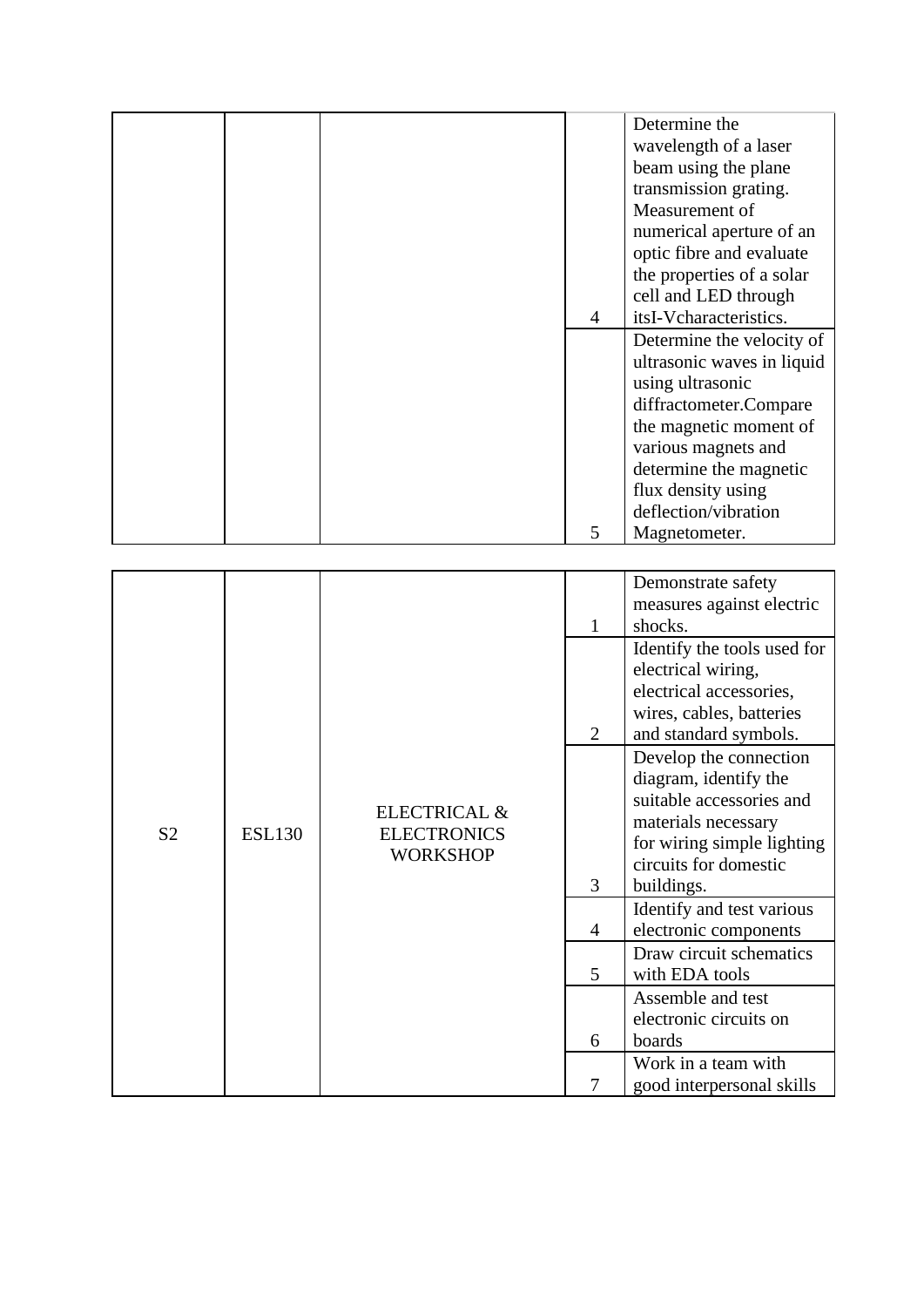|  |  |  |  |  |
|---|---|---|---|---|
|  |  |  | 4 | Determine the wavelength of a laser beam using the plane transmission grating. Measurement of numerical aperture of an optic fibre and evaluate the properties of a solar cell and LED through itsI-Vcharacteristics. |
|  |  |  | 5 | Determine the velocity of ultrasonic waves in liquid using ultrasonic diffractometer.Compare the magnetic moment of various magnets and determine the magnetic flux density using deflection/vibration Magnetometer. |

|  |  |  |  |  |
|---|---|---|---|---|
| S2 | ESL130 | ELECTRICAL & ELECTRONICS WORKSHOP | 1 | Demonstrate safety measures against electric shocks. |
|  |  |  | 2 | Identify the tools used for electrical wiring, electrical accessories, wires, cables, batteries and standard symbols. |
|  |  |  | 3 | Develop the connection diagram, identify the suitable accessories and materials necessary for wiring simple lighting circuits for domestic buildings. |
|  |  |  | 4 | Identify and test various electronic components |
|  |  |  | 5 | Draw circuit schematics with EDA tools |
|  |  |  | 6 | Assemble and test electronic circuits on boards |
|  |  |  | 7 | Work in a team with good interpersonal skills |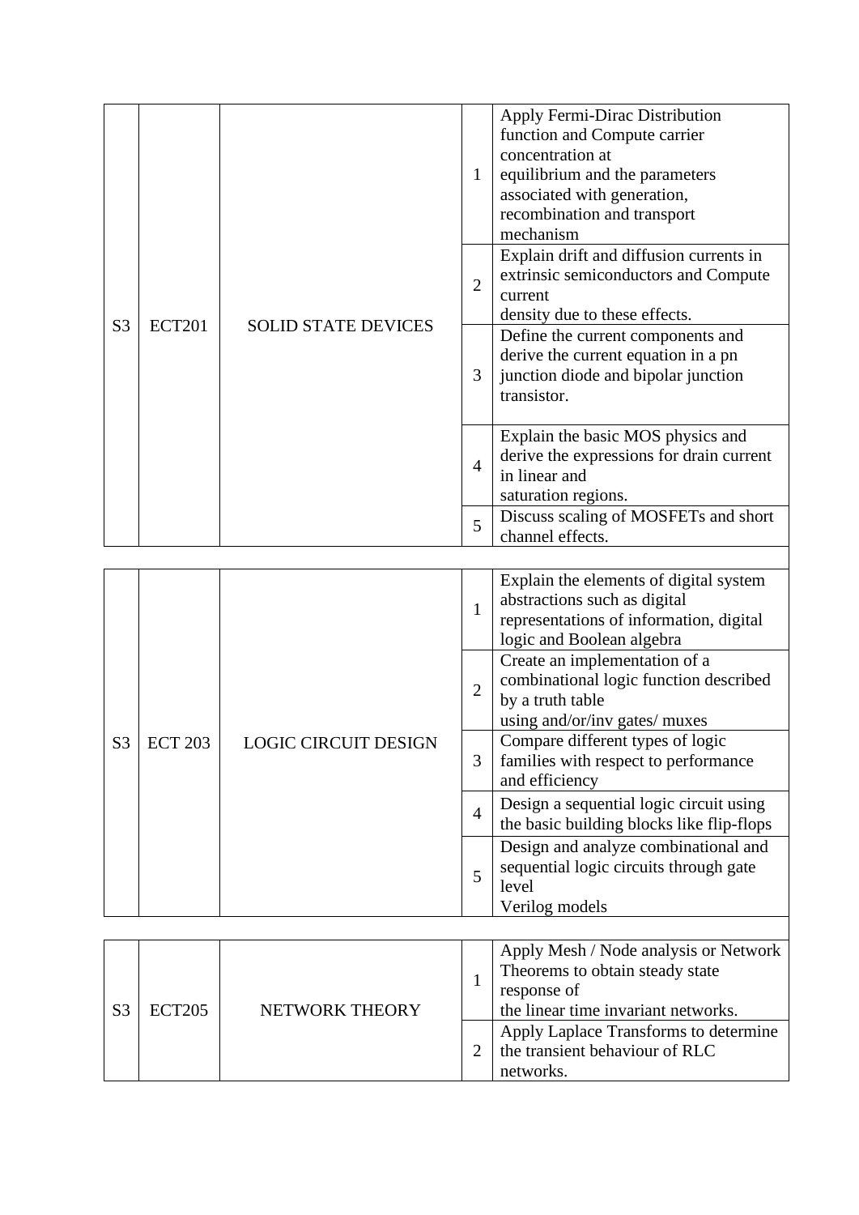| | | | | |
|---|---|---|---|---|
| S3 | ECT201 | SOLID STATE DEVICES | 1 | Apply Fermi-Dirac Distribution function and Compute carrier concentration at equilibrium and the parameters associated with generation, recombination and transport mechanism |
| | | | 2 | Explain drift and diffusion currents in extrinsic semiconductors and Compute current density due to these effects. |
| | | | 3 | Define the current components and derive the current equation in a pn junction diode and bipolar junction transistor. |
| | | | 4 | Explain the basic MOS physics and derive the expressions for drain current in linear and saturation regions. |
| | | | 5 | Discuss scaling of MOSFETs and short channel effects. |

| | | | | |
|---|---|---|---|---|
| S3 | ECT 203 | LOGIC CIRCUIT DESIGN | 1 | Explain the elements of digital system abstractions such as digital representations of information, digital logic and Boolean algebra |
| | | | 2 | Create an implementation of a combinational logic function described by a truth table using and/or/inv gates/ muxes |
| | | | 3 | Compare different types of logic families with respect to performance and efficiency |
| | | | 4 | Design a sequential logic circuit using the basic building blocks like flip-flops |
| | | | 5 | Design and analyze combinational and sequential logic circuits through gate level Verilog models |

| | | | | |
|---|---|---|---|---|
| S3 | ECT205 | NETWORK THEORY | 1 | Apply Mesh / Node analysis or Network Theorems to obtain steady state response of the linear time invariant networks. |
| | | | 2 | Apply Laplace Transforms to determine the transient behaviour of RLC networks. |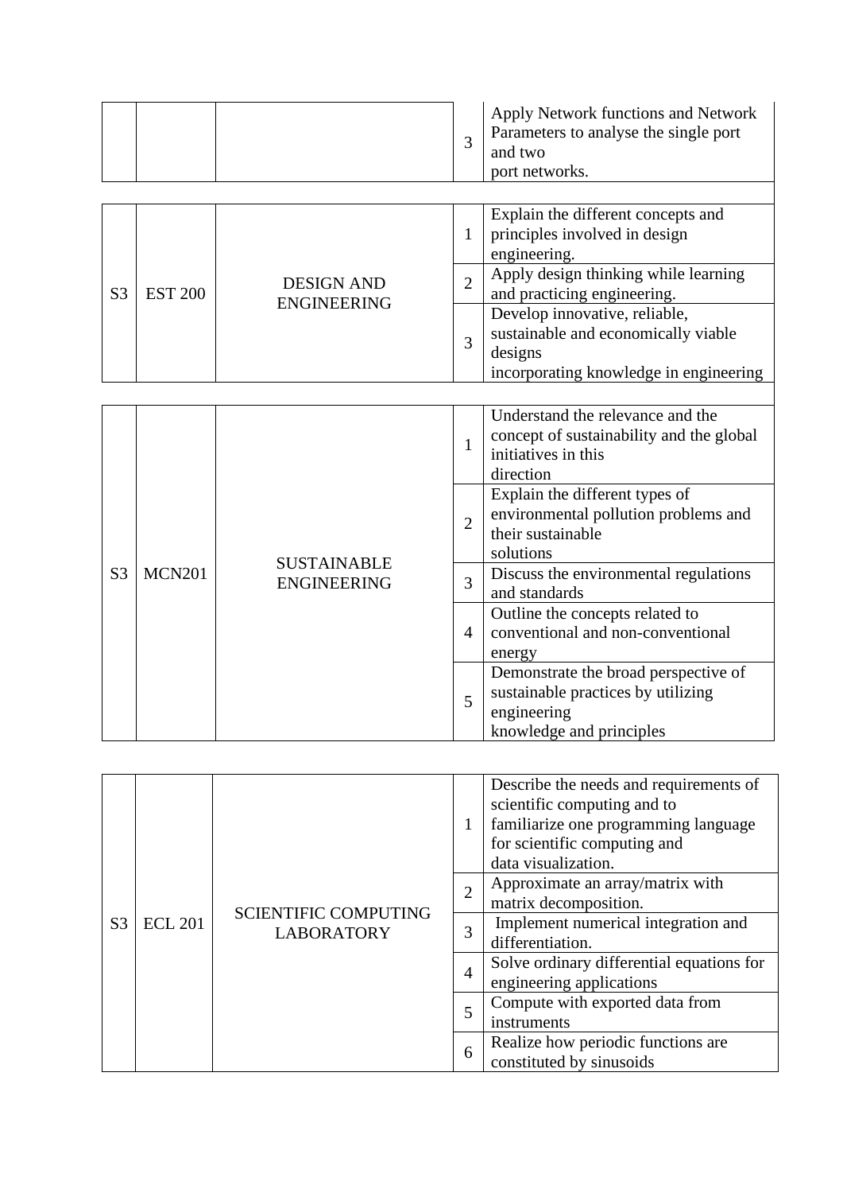| | | | | |
|---|---|---|---|---|
| | | | 3 | Apply Network functions and Network Parameters to analyse the single port and two port networks. |

| | | | | |
|---|---|---|---|---|
| S3 | EST 200 | DESIGN AND ENGINEERING | 1 | Explain the different concepts and principles involved in design engineering. |
| | | | 2 | Apply design thinking while learning and practicing engineering. |
| | | | 3 | Develop innovative, reliable, sustainable and economically viable designs incorporating knowledge in engineering |

| | | | | |
|---|---|---|---|---|
| S3 | MCN201 | SUSTAINABLE ENGINEERING | 1 | Understand the relevance and the concept of sustainability and the global initiatives in this direction |
| | | | 2 | Explain the different types of environmental pollution problems and their sustainable solutions |
| | | | 3 | Discuss the environmental regulations and standards |
| | | | 4 | Outline the concepts related to conventional and non-conventional energy |
| | | | 5 | Demonstrate the broad perspective of sustainable practices by utilizing engineering knowledge and principles |

| | | | | |
|---|---|---|---|---|
| S3 | ECL 201 | SCIENTIFIC COMPUTING LABORATORY | 1 | Describe the needs and requirements of scientific computing and to familiarize one programming language for scientific computing and data visualization. |
| | | | 2 | Approximate an array/matrix with matrix decomposition. |
| | | | 3 | Implement numerical integration and differentiation. |
| | | | 4 | Solve ordinary differential equations for engineering applications |
| | | | 5 | Compute with exported data from instruments |
| | | | 6 | Realize how periodic functions are constituted by sinusoids |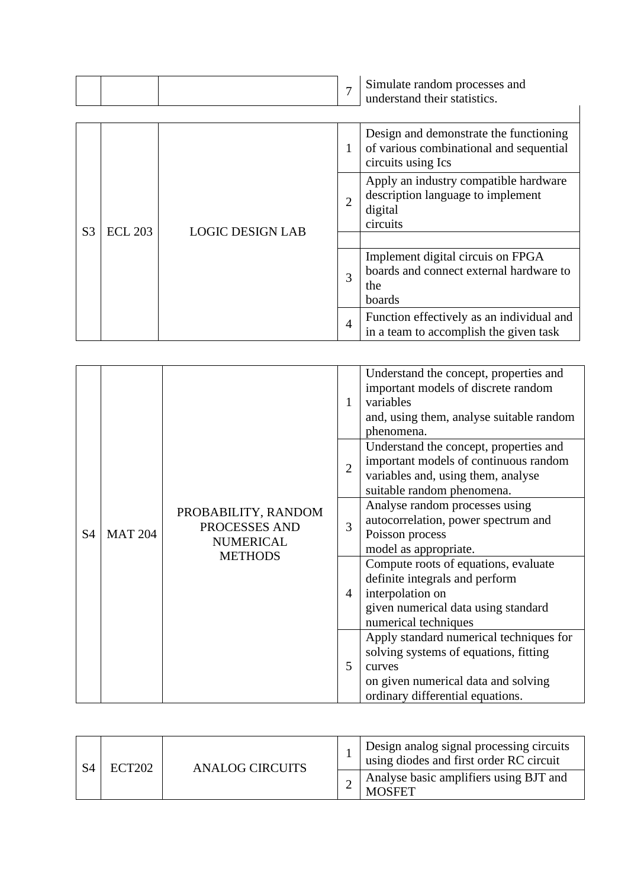| | | | 7 | Simulate random processes and understand their statistics. |
|---|---|---|---|---|

| | | | | |
|---|---|---|---|---|
| S3 | ECL 203 | LOGIC DESIGN LAB | 1 | Design and demonstrate the functioning of various combinational and sequential circuits using Ics |
| | | | 2 | Apply an industry compatible hardware description language to implement digital circuits |
| | | | | |
| | | | 3 | Implement digital circuis on FPGA boards and connect external hardware to the boards |
| | | | 4 | Function effectively as an individual and in a team to accomplish the given task |

| | | | | |
|---|---|---|---|---|
| S4 | MAT 204 | PROBABILITY, RANDOM PROCESSES AND NUMERICAL METHODS | 1 | Understand the concept, properties and important models of discrete random variables and, using them, analyse suitable random phenomena. |
| | | | 2 | Understand the concept, properties and important models of continuous random variables and, using them, analyse suitable random phenomena. |
| | | | 3 | Analyse random processes using autocorrelation, power spectrum and Poisson process model as appropriate. |
| | | | 4 | Compute roots of equations, evaluate definite integrals and perform interpolation on given numerical data using standard numerical techniques |
| | | | 5 | Apply standard numerical techniques for solving systems of equations, fitting curves on given numerical data and solving ordinary differential equations. |

| | | | | |
|---|---|---|---|---|
| S4 | ECT202 | ANALOG CIRCUITS | 1 | Design analog signal processing circuits using diodes and first order RC circuit |
| | | | 2 | Analyse basic amplifiers using BJT and MOSFET |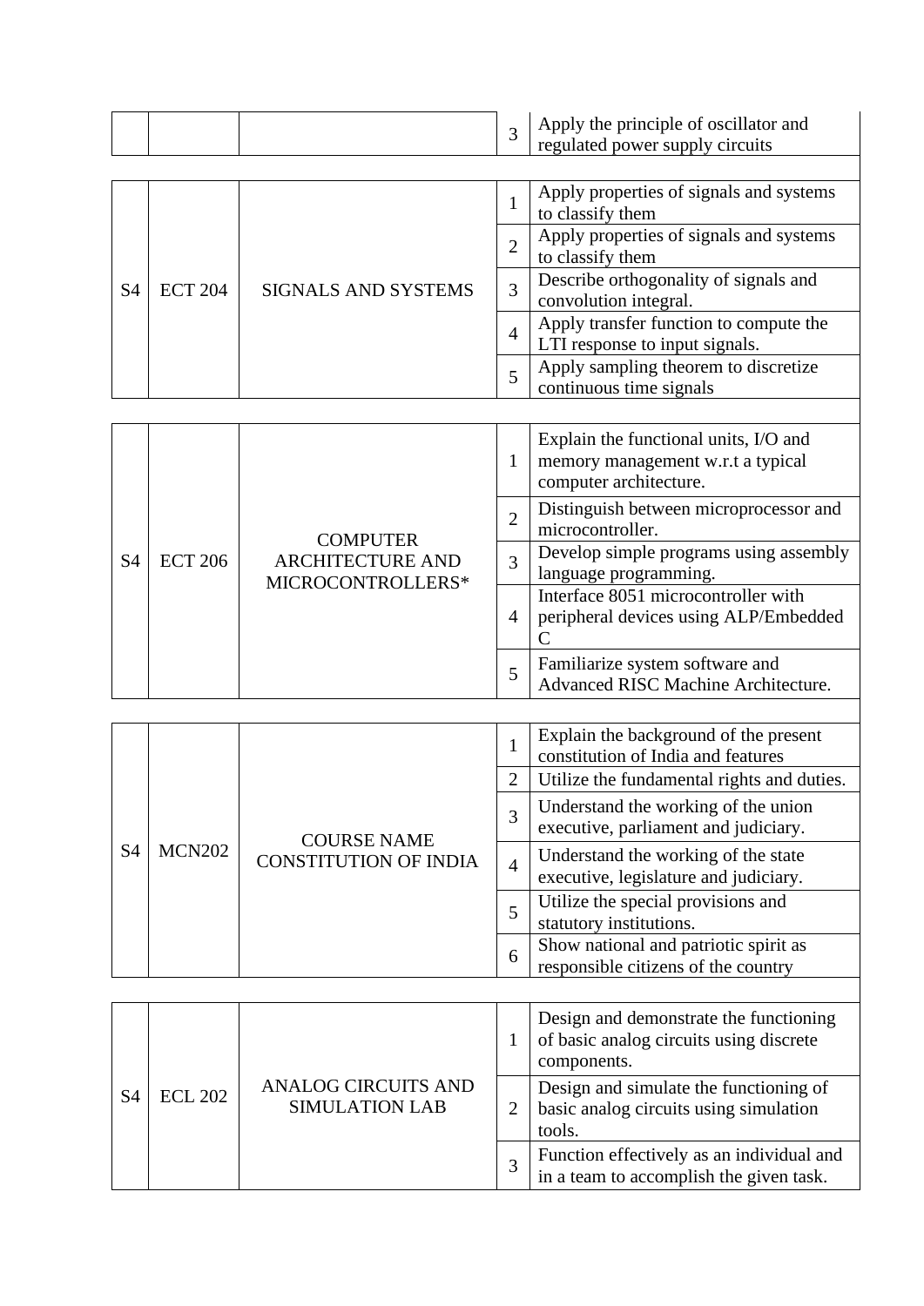| | | | 3 | Apply the principle of oscillator and regulated power supply circuits |
|---|---|---|---|---|

| S4 | ECT 204 | SIGNALS AND SYSTEMS | 1 | Apply properties of signals and systems to classify them |
|---|---|---|---|---|
| | | | 2 | Apply properties of signals and systems to classify them |
| | | | 3 | Describe orthogonality of signals and convolution integral. |
| | | | 4 | Apply transfer function to compute the LTI response to input signals. |
| | | | 5 | Apply sampling theorem to discretize continuous time signals |

| S4 | ECT 206 | COMPUTER ARCHITECTURE AND MICROCONTROLLERS* | 1 | Explain the functional units, I/O and memory management w.r.t a typical computer architecture. |
|---|---|---|---|---|
| | | | 2 | Distinguish between microprocessor and microcontroller. |
| | | | 3 | Develop simple programs using assembly language programming. |
| | | | 4 | Interface 8051 microcontroller with peripheral devices using ALP/Embedded C |
| | | | 5 | Familiarize system software and Advanced RISC Machine Architecture. |

| S4 | MCN202 | COURSE NAME CONSTITUTION OF INDIA | 1 | Explain the background of the present constitution of India and features |
|---|---|---|---|---|
| | | | 2 | Utilize the fundamental rights and duties. |
| | | | 3 | Understand the working of the union executive, parliament and judiciary. |
| | | | 4 | Understand the working of the state executive, legislature and judiciary. |
| | | | 5 | Utilize the special provisions and statutory institutions. |
| | | | 6 | Show national and patriotic spirit as responsible citizens of the country |

| S4 | ECL 202 | ANALOG CIRCUITS AND SIMULATION LAB | 1 | Design and demonstrate the functioning of basic analog circuits using discrete components. |
|---|---|---|---|---|
| | | | 2 | Design and simulate the functioning of basic analog circuits using simulation tools. |
| | | | 3 | Function effectively as an individual and in a team to accomplish the given task. |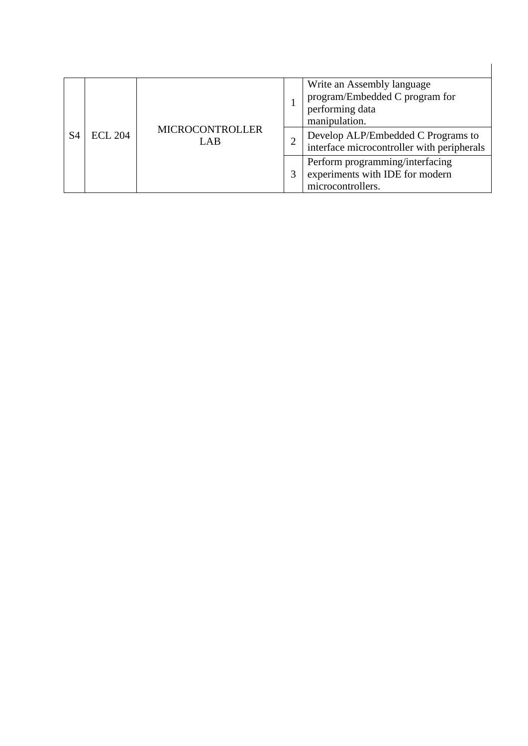| | | | | |
|---|---|---|---|---|
| S4 | ECL 204 | MICROCONTROLLER LAB | 1 | Write an Assembly language program/Embedded C program for performing data manipulation. |
| | | | 2 | Develop ALP/Embedded C Programs to interface microcontroller with peripherals |
| | | | 3 | Perform programming/interfacing experiments with IDE for modern microcontrollers. |